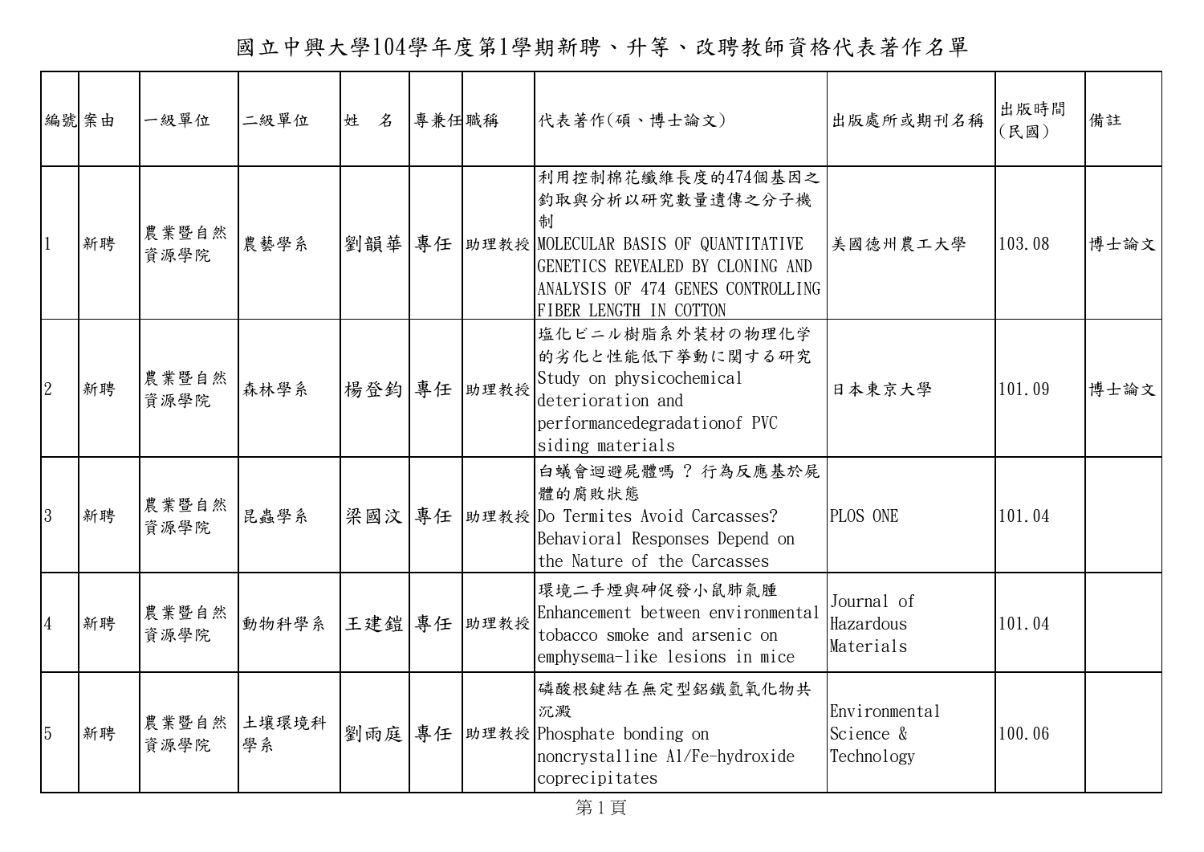# 國立中興大學104學年度第1學期新聘、升等、改聘教師資格代表著作名單

| 編號 | 案由 | 一級單位 | 二級單位 | 姓　名 | 專兼任 | 職稱 | 代表著作(碩、博士論文) | 出版處所或期刊名稱 | 出版時間(民國) | 備註 |
|---|---|---|---|---|---|---|---|---|---|---|
| 1 | 新聘 | 農業暨自然資源學院 | 農藝學系 | 劉韻華 | 專任 | 助理教授 | 利用控制棉花纖維長度的474個基因之釣取與分析以研究數量遺傳之分子機制 MOLECULAR BASIS OF QUANTITATIVE GENETICS REVEALED BY CLONING AND ANALYSIS OF 474 GENES CONTROLLING FIBER LENGTH IN COTTON | 美國德州農工大學 | 103.08 | 博士論文 |
| 2 | 新聘 | 農業暨自然資源學院 | 森林學系 | 楊登鈞 | 專任 | 助理教授 | 塩化ビニル樹脂系外装材の物理化学的劣化と性能低下挙動に関する研究 Study on physicochemical deterioration and performancedegradationof PVC siding materials | 日本東京大學 | 101.09 | 博士論文 |
| 3 | 新聘 | 農業暨自然資源學院 | 昆蟲學系 | 梁國汶 | 專任 | 助理教授 | 白蟻會迴避屍體嗎 ? 行為反應基於屍體的腐敗狀態 Do Termites Avoid Carcasses? Behavioral Responses Depend on the Nature of the Carcasses | PLOS ONE | 101.04 | |
| 4 | 新聘 | 農業暨自然資源學院 | 動物科學系 | 王建鎧 | 專任 | 助理教授 | 環境二手煙與砷促發小鼠肺氣腫 Enhancement between environmental tobacco smoke and arsenic on emphysema-like lesions in mice | Journal of Hazardous Materials | 101.04 | |
| 5 | 新聘 | 農業暨自然資源學院 | 土壤環境科學系 | 劉雨庭 | 專任 | 助理教授 | 磷酸根鍵結在無定型鋁鐵氫氧化物共沉澱 Phosphate bonding on noncrystalline Al/Fe-hydroxide coprecipitates | Environmental Science & Technology | 100.06 | |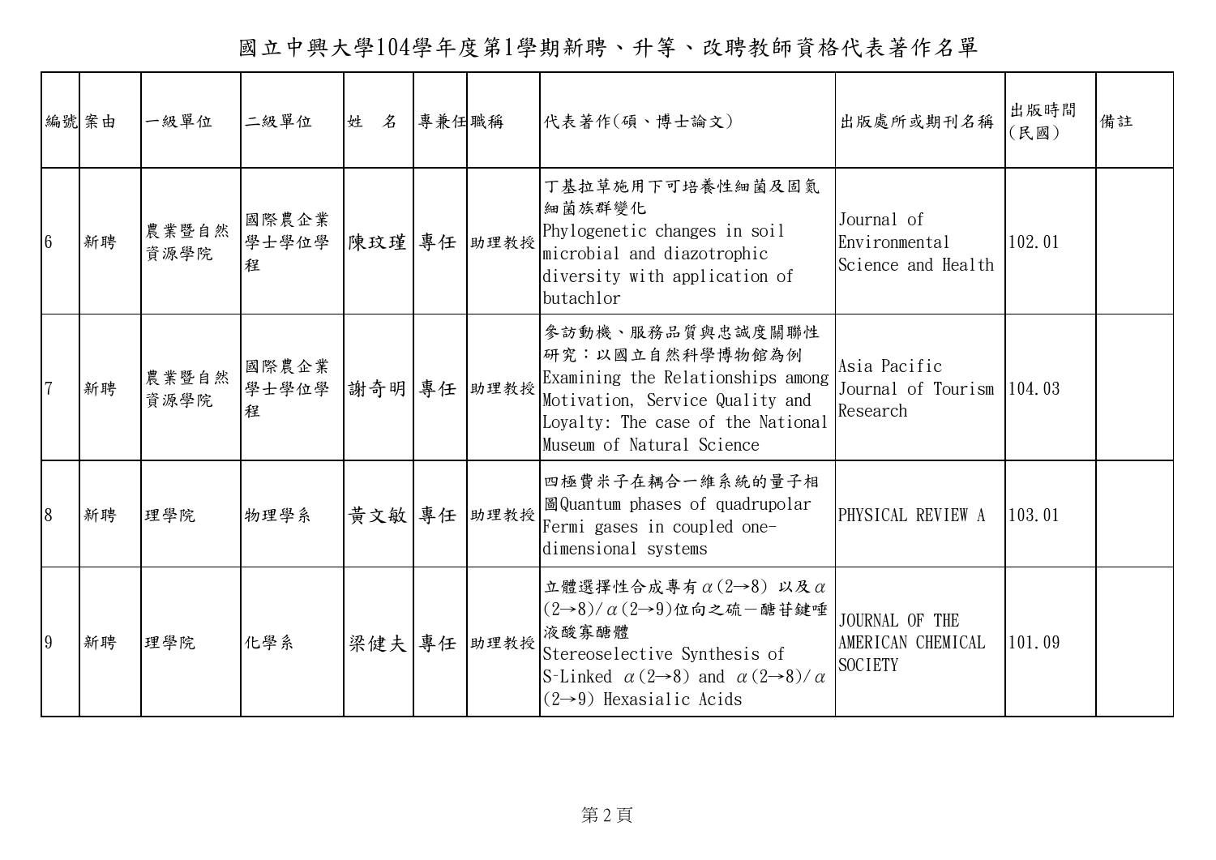# 國立中興大學104學年度第1學期新聘、升等、改聘教師資格代表著作名單

| 編號 | 案由 | 一級單位 | 二級單位 | 姓　名 | 專兼任 | 職稱 | 代表著作(碩、博士論文) | 出版處所或期刊名稱 | 出版時間(民國) | 備註 |
|---|---|---|---|---|---|---|---|---|---|---|
| 6 | 新聘 | 農業暨自然資源學院 | 國際農企業學士學位學程 | 陳玟瑾 | 專任 | 助理教授 | 丁基拉草施用下可培養性細菌及固氮細菌族群變化 Phylogenetic changes in soil microbial and diazotrophic diversity with application of butachlor | Journal of Environmental Science and Health | 102.01 | |
| 7 | 新聘 | 農業暨自然資源學院 | 國際農企業學士學位學程 | 謝奇明 | 專任 | 助理教授 | 參訪動機、服務品質與忠誠度關聯性研究：以國立自然科學博物館為例 Examining the Relationships among Motivation, Service Quality and Loyalty: The case of the National Museum of Natural Science | Asia Pacific Journal of Tourism Research | 104.03 | |
| 8 | 新聘 | 理學院 | 物理學系 | 黃文敏 | 專任 | 助理教授 | 四極費米子在耦合一維系統的量子相圖Quantum phases of quadrupolar Fermi gases in coupled one-dimensional systems | PHYSICAL REVIEW A | 103.01 | |
| 9 | 新聘 | 理學院 | 化學系 | 梁健夫 | 專任 | 助理教授 | 立體選擇性合成專有α(2→8) 以及α(2→8)/α(2→9)位向之硫－醣苷鍵唾液酸寡醣體 Stereoselective Synthesis of S-Linked α(2→8) and α(2→8)/α(2→9) Hexasialic Acids | JOURNAL OF THE AMERICAN CHEMICAL SOCIETY | 101.09 | |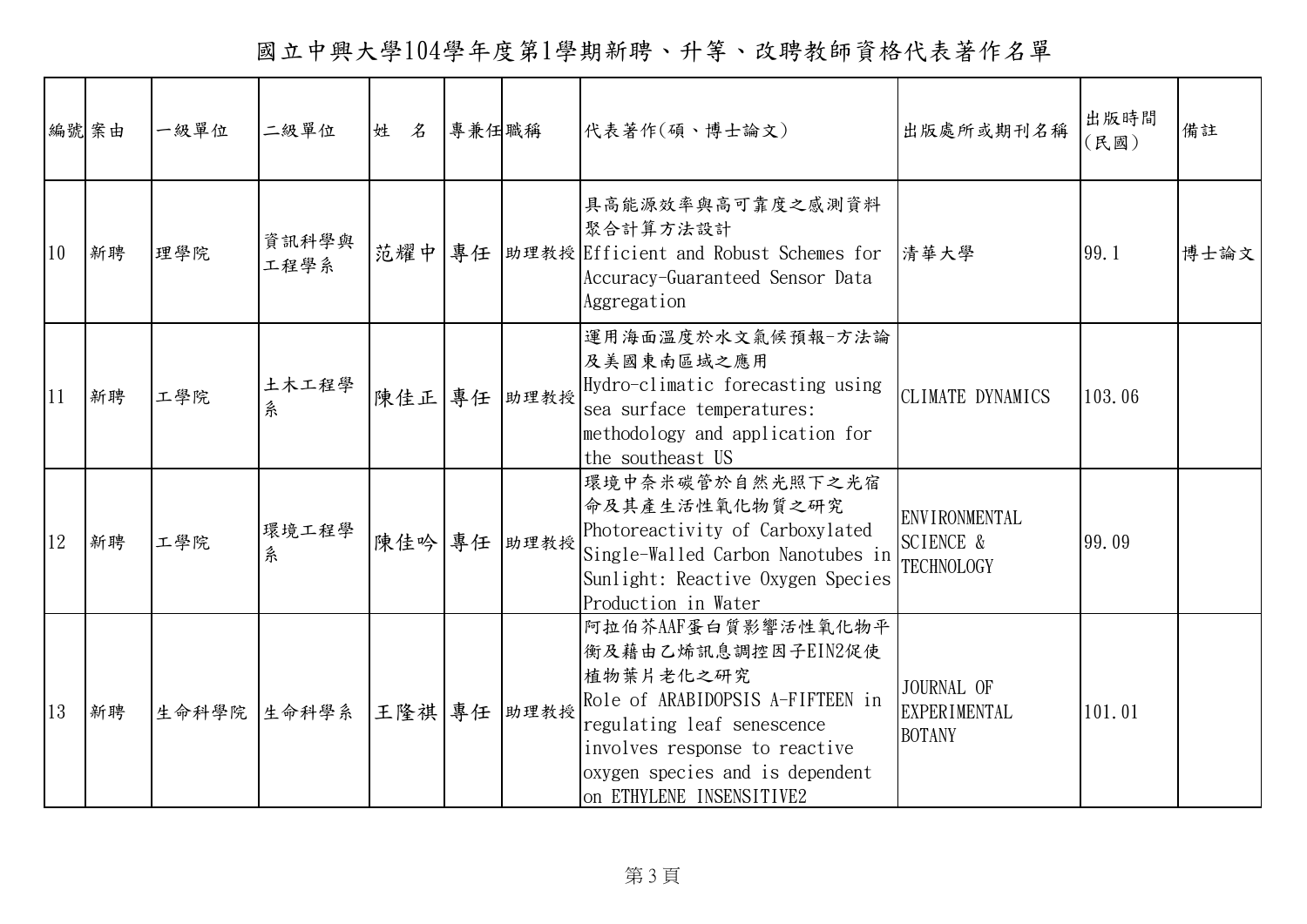# 國立中興大學104學年度第1學期新聘、升等、改聘教師資格代表著作名單

| 編號 | 案由 | 一級單位 | 二級單位 | 姓　名 | 專兼任 | 職稱 | 代表著作(碩、博士論文) | 出版處所或期刊名稱 | 出版時間(民國) | 備註 |
|---|---|---|---|---|---|---|---|---|---|---|
| 10 | 新聘 | 理學院 | 資訊科學與工程學系 | 范耀中 | 專任 | 助理教授 | 具高能源效率與高可靠度之感測資料聚合計算方法設計 Efficient and Robust Schemes for Accuracy-Guaranteed Sensor Data Aggregation | 清華大學 | 99.1 | 博士論文 |
| 11 | 新聘 | 工學院 | 土木工程學系 | 陳佳正 | 專任 | 助理教授 | 運用海面溫度於水文氣候預報-方法論及美國東南區域之應用 Hydro-climatic forecasting using sea surface temperatures: methodology and application for the southeast US | CLIMATE DYNAMICS | 103.06 | |
| 12 | 新聘 | 工學院 | 環境工程學系 | 陳佳吟 | 專任 | 助理教授 | 環境中奈米碳管於自然光照下之光宿命及其產生活性氧化物質之研究 Photoreactivity of Carboxylated Single-Walled Carbon Nanotubes in Sunlight: Reactive Oxygen Species Production in Water | ENVIRONMENTAL SCIENCE & TECHNOLOGY | 99.09 | |
| 13 | 新聘 | 生命科學院 | 生命科學系 | 王隆祺 | 專任 | 助理教授 | 阿拉伯芥AAF蛋白質影響活性氧化物平衡及藉由乙烯訊息調控因子EIN2促使植物葉片老化之研究 Role of ARABIDOPSIS A-FIFTEEN in regulating leaf senescence involves response to reactive oxygen species and is dependent on ETHYLENE INSENSITIVE2 | JOURNAL OF EXPERIMENTAL BOTANY | 101.01 | |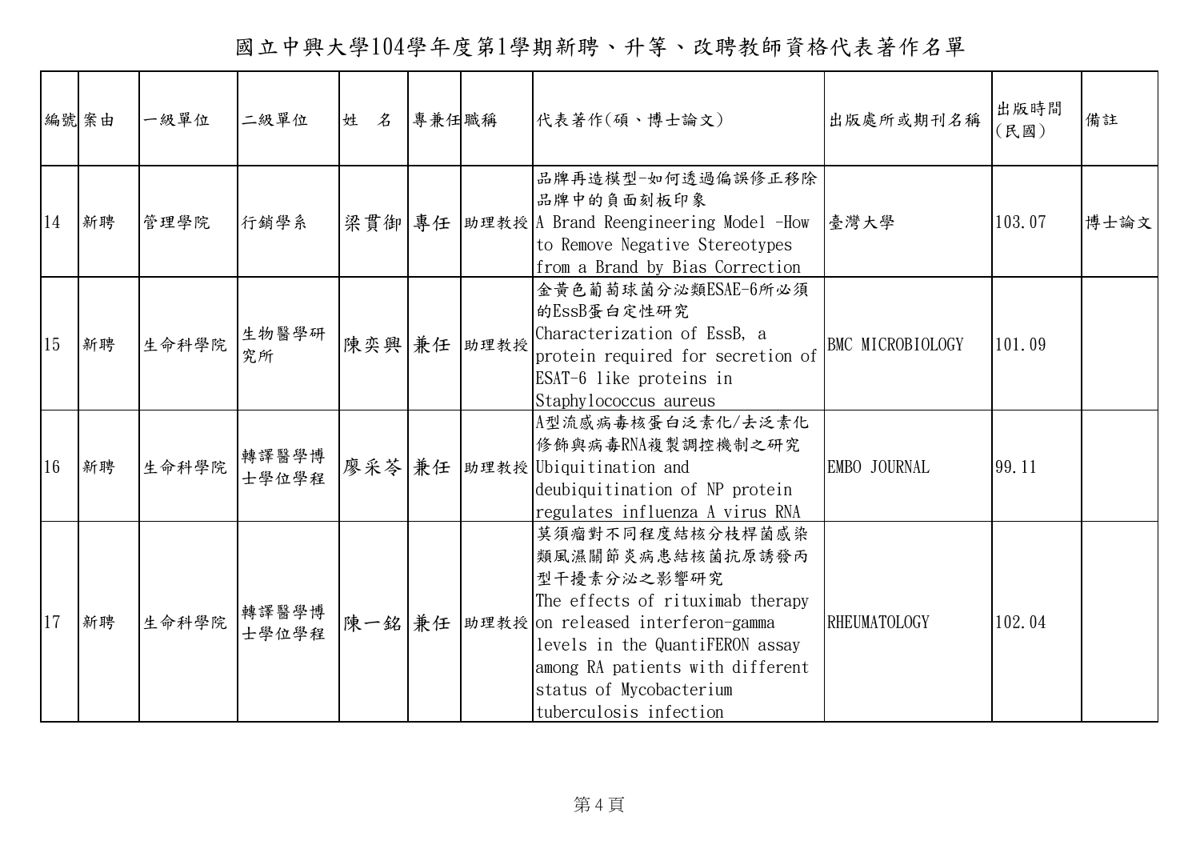# 國立中興大學104學年度第1學期新聘、升等、改聘教師資格代表著作名單

| 編號 | 案由 | 一級單位 | 二級單位 | 姓　名 | 專兼任 | 職稱 | 代表著作(碩、博士論文) | 出版處所或期刊名稱 | 出版時間(民國) | 備註 |
|---|---|---|---|---|---|---|---|---|---|---|
| 14 | 新聘 | 管理學院 | 行銷學系 | 梁貫御 | 專任 | 助理教授 | 品牌再造模型-如何透過偏誤修正移除品牌中的負面刻板印象 A Brand Reengineering Model -How to Remove Negative Stereotypes from a Brand by Bias Correction | 臺灣大學 | 103.07 | 博士論文 |
| 15 | 新聘 | 生命科學院 | 生物醫學研究所 | 陳奕興 | 兼任 | 助理教授 | 金黃色葡萄球菌分泌類ESAE-6所必須的EssB蛋白定性研究 Characterization of EssB, a protein required for secretion of ESAT-6 like proteins in Staphylococcus aureus | BMC MICROBIOLOGY | 101.09 | |
| 16 | 新聘 | 生命科學院 | 轉譯醫學博士學位學程 | 廖采苓 | 兼任 | 助理教授 | A型流感病毒核蛋白泛素化/去泛素化修飾與病毒RNA複製調控機制之研究 Ubiquitination and deubiquitination of NP protein regulates influenza A virus RNA | EMBO JOURNAL | 99.11 | |
| 17 | 新聘 | 生命科學院 | 轉譯醫學博士學位學程 | 陳一銘 | 兼任 | 助理教授 | 莫須瘤對不同程度結核分枝桿菌感染類風濕關節炎病患結核菌抗原誘發丙型干擾素分泌之影響研究 The effects of rituximab therapy on released interferon-gamma levels in the QuantiFERON assay among RA patients with different status of Mycobacterium tuberculosis infection | RHEUMATOLOGY | 102.04 | |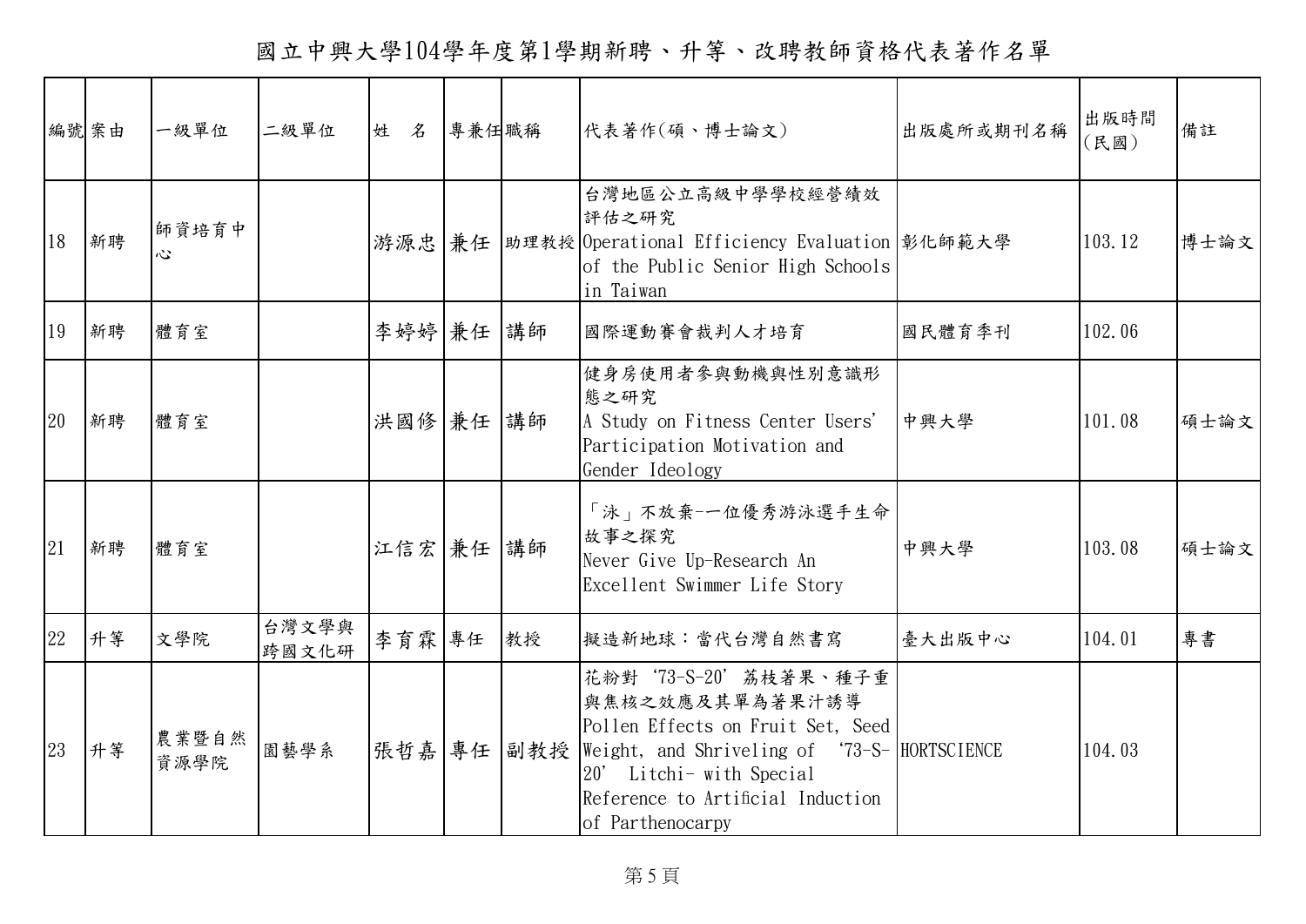# 國立中興大學104學年度第1學期新聘、升等、改聘教師資格代表著作名單

| 編號 | 案由 | 一級單位 | 二級單位 | 姓　名 | 專兼任 | 職稱 | 代表著作(碩、博士論文) | 出版處所或期刊名稱 | 出版時間(民國) | 備註 |
|---|---|---|---|---|---|---|---|---|---|---|
| 18 | 新聘 | 師資培育中心 | | 游源忠 | 兼任 | 助理教授 | 台灣地區公立高級中學學校經營績效評估之研究 Operational Efficiency Evaluation of the Public Senior High Schools in Taiwan | 彰化師範大學 | 103.12 | 博士論文 |
| 19 | 新聘 | 體育室 | | 李婷婷 | 兼任 | 講師 | 國際運動賽會裁判人才培育 | 國民體育季刊 | 102.06 | |
| 20 | 新聘 | 體育室 | | 洪國修 | 兼任 | 講師 | 健身房使用者參與動機與性別意識形態之研究 A Study on Fitness Center Users' Participation Motivation and Gender Ideology | 中興大學 | 101.08 | 碩士論文 |
| 21 | 新聘 | 體育室 | | 江信宏 | 兼任 | 講師 | 「泳」不放棄--一位優秀游泳選手生命故事之探究 Never Give Up-Research An Excellent Swimmer Life Story | 中興大學 | 103.08 | 碩士論文 |
| 22 | 升等 | 文學院 | 台灣文學與跨國文化研 | 李育霖 | 專任 | 教授 | 擬造新地球：當代台灣自然書寫 | 臺大出版中心 | 104.01 | 專書 |
| 23 | 升等 | 農業暨自然資源學院 | 園藝學系 | 張哲嘉 | 專任 | 副教授 | 花粉對 '73-S-20' 荔枝著果、種子重與焦核之效應及其單為著果汁誘導 Pollen Effects on Fruit Set, Seed Weight, and Shriveling of '73-S-20' Litchi- with Special Reference to Artificial Induction of Parthenocarpy | HORTSCIENCE | 104.03 | |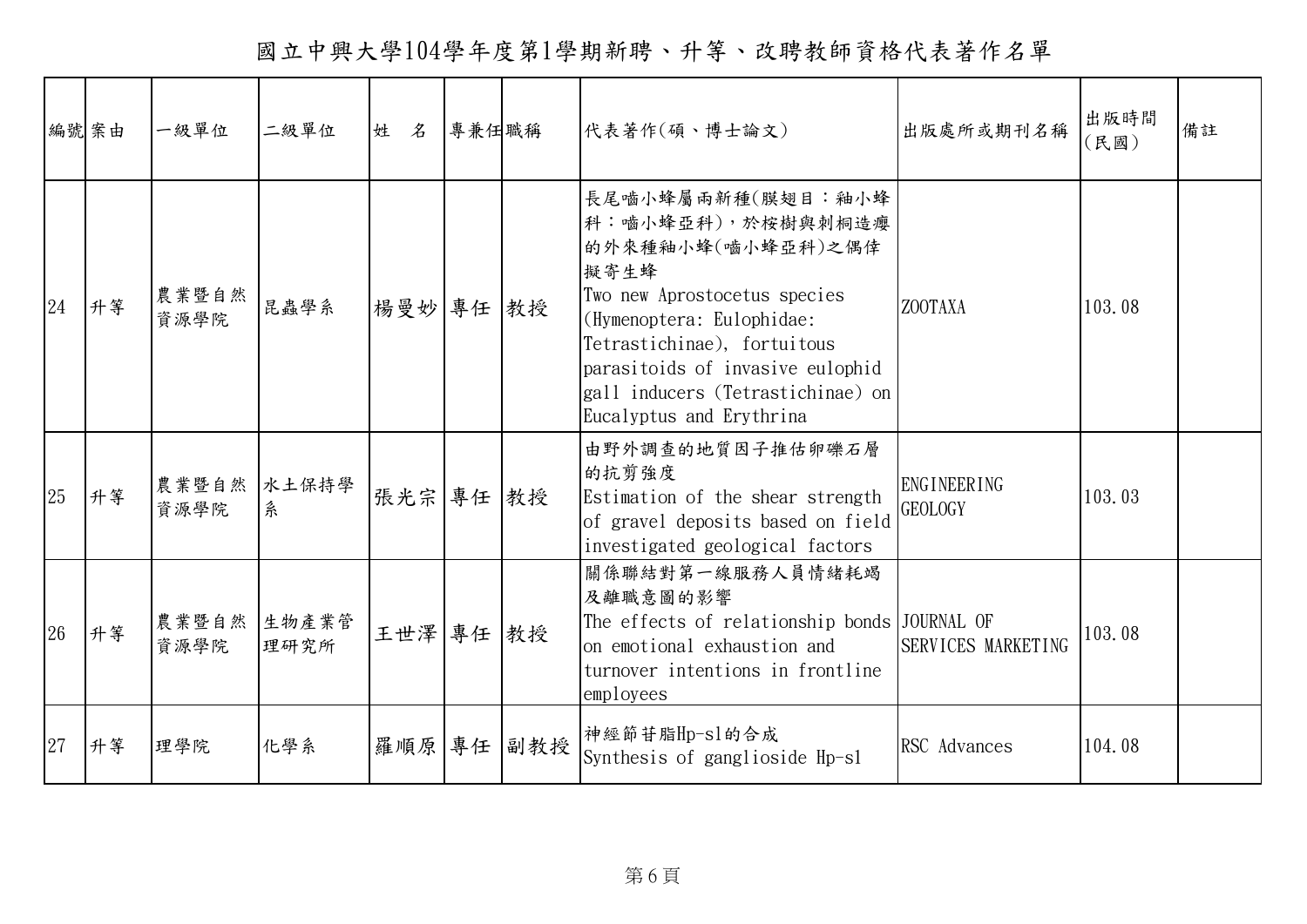# 國立中興大學104學年度第1學期新聘、升等、改聘教師資格代表著作名單

| 編號 | 案由 | 一級單位 | 二級單位 | 姓　名 | 專兼任 | 職稱 | 代表著作(碩、博士論文) | 出版處所或期刊名稱 | 出版時間(民國) | 備註 |
|---|---|---|---|---|---|---|---|---|---|---|
| 24 | 升等 | 農業暨自然資源學院 | 昆蟲學系 | 楊曼妙 | 專任 | 教授 | 長尾�council小蜂屬兩新種(膜翅目：釉小蜂科：嗜小蜂亞科)，於桉樹與刺桐造癭的外來種釉小蜂(嗜小蜂亞科)之偶倖擬寄生蜂 Two new Aprostocetus species (Hymenoptera: Eulophidae: Tetrastichinae), fortuitous parasitoids of invasive eulophid gall inducers (Tetrastichinae) on Eucalyptus and Erythrina | ZOOTAXA | 103.08 | |
| 25 | 升等 | 農業暨自然資源學院 | 水土保持學系 | 張光宗 | 專任 | 教授 | 由野外調查的地質因子推估卵礫石層的抗剪強度 Estimation of the shear strength of gravel deposits based on field investigated geological factors | ENGINEERING GEOLOGY | 103.03 | |
| 26 | 升等 | 農業暨自然資源學院 | 生物產業管理研究所 | 王世澤 | 專任 | 教授 | 關係聯結對第一線服務人員情緒耗竭及離職意圖的影響 The effects of relationship bonds on emotional exhaustion and turnover intentions in frontline employees | JOURNAL OF SERVICES MARKETING | 103.08 | |
| 27 | 升等 | 理學院 | 化學系 | 羅順原 | 專任 | 副教授 | 神經節苷脂Hp-s1的合成 Synthesis of ganglioside Hp-s1 | RSC Advances | 104.08 | |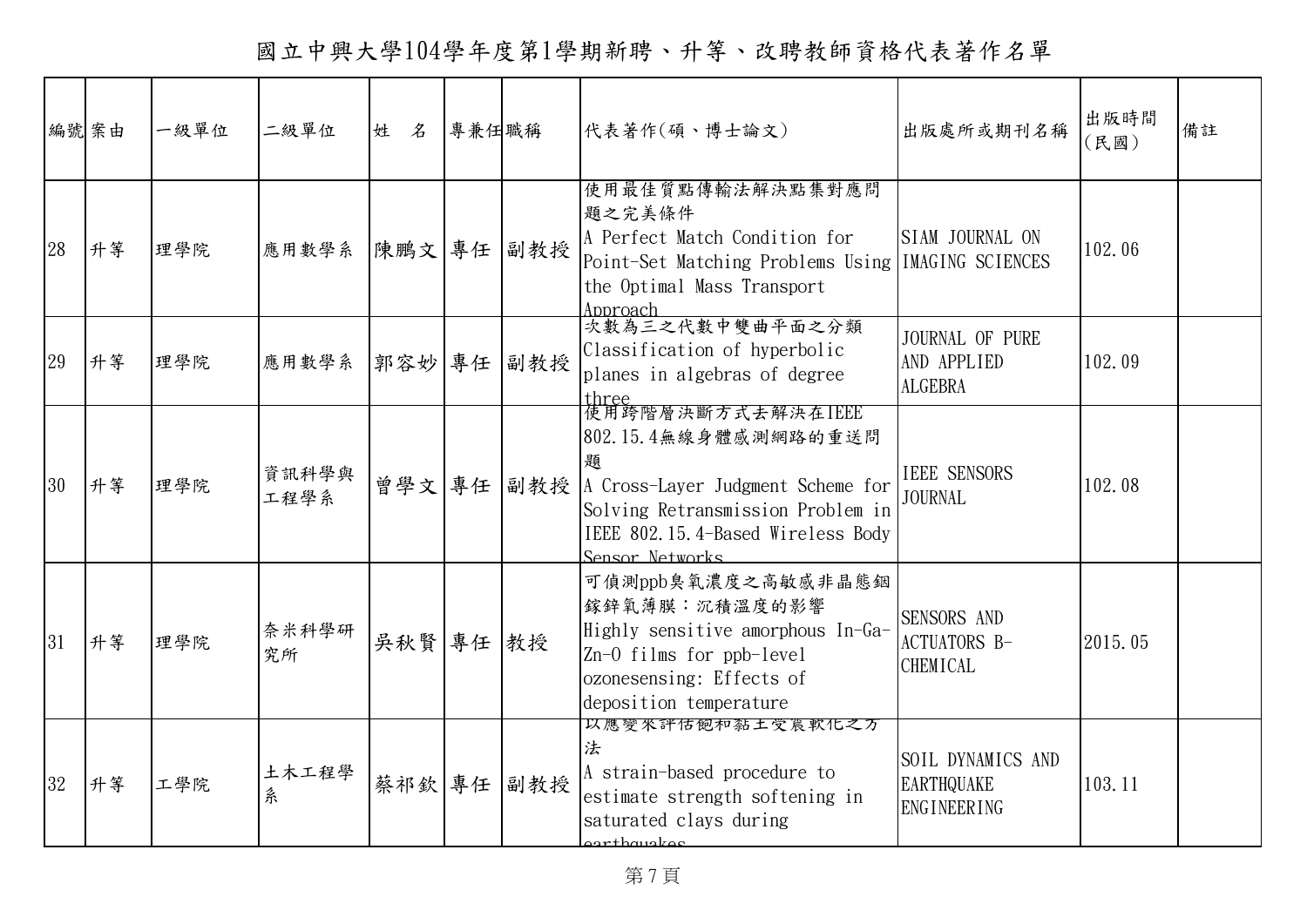# 國立中興大學104學年度第1學期新聘、升等、改聘教師資格代表著作名單

| 編號 | 案由 | 一級單位 | 二級單位 | 姓　名 | 專兼任 | 職稱 | 代表著作(碩、博士論文) | 出版處所或期刊名稱 | 出版時間(民國) | 備註 |
|---|---|---|---|---|---|---|---|---|---|---|
| 28 | 升等 | 理學院 | 應用數學系 | 陳鵬文 | 專任 | 副教授 | 使用最佳質點傳輸法解決點集對應問題之完美條件 A Perfect Match Condition for Point-Set Matching Problems Using the Optimal Mass Transport Approach | SIAM JOURNAL ON IMAGING SCIENCES | 102.06 | |
| 29 | 升等 | 理學院 | 應用數學系 | 郭容妙 | 專任 | 副教授 | 次數為三之代數中雙曲平面之分類 Classification of hyperbolic planes in algebras of degree three | JOURNAL OF PURE AND APPLIED ALGEBRA | 102.09 | |
| 30 | 升等 | 理學院 | 資訊科學與工程學系 | 曾學文 | 專任 | 副教授 | 使用跨階層決斷方式去解決在IEEE 802.15.4無線身體感測網路的重送問題 A Cross-Layer Judgment Scheme for Solving Retransmission Problem in IEEE 802.15.4-Based Wireless Body Sensor Networks | IEEE SENSORS JOURNAL | 102.08 | |
| 31 | 升等 | 理學院 | 奈米科學研究所 | 吳秋賢 | 專任 | 教授 | 可偵測ppb臭氧濃度之高敏感非晶態銦鎵鋅氧薄膜：沉積溫度的影響 Highly sensitive amorphous In-Ga-Zn-O films for ppb-level ozonesensing: Effects of deposition temperature | SENSORS AND ACTUATORS B-CHEMICAL | 2015.05 | |
| 32 | 升等 | 工學院 | 土木工程學系 | 蔡祁欽 | 專任 | 副教授 | 以應變來評估飽和黏土受震軟化之方法 A strain-based procedure to estimate strength softening in saturated clays during earthquakes | SOIL DYNAMICS AND EARTHQUAKE ENGINEERING | 103.11 | |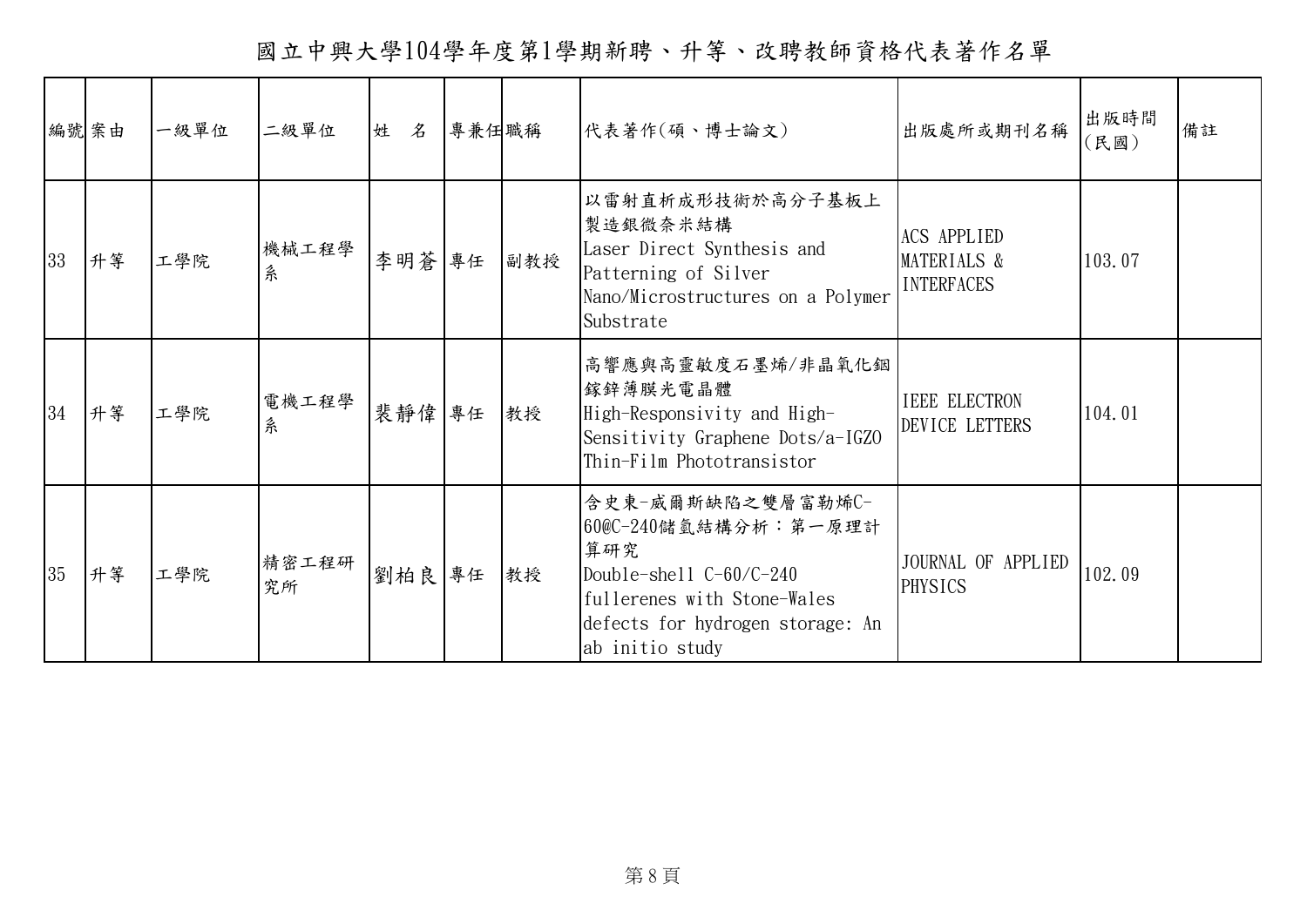# 國立中興大學104學年度第1學期新聘、升等、改聘教師資格代表著作名單

| 編號 | 案由 | 一級單位 | 二級單位 | 姓　名 | 專兼任 | 職稱 | 代表著作(碩、博士論文) | 出版處所或期刊名稱 | 出版時間(民國) | 備註 |
|---|---|---|---|---|---|---|---|---|---|---|
| 33 | 升等 | 工學院 | 機械工程學系 | 李明蒼 | 專任 | 副教授 | 以雷射直析成形技術於高分子基板上製造銀微奈米結構 Laser Direct Synthesis and Patterning of Silver Nano/Microstructures on a Polymer Substrate | ACS APPLIED MATERIALS & INTERFACES | 103.07 | |
| 34 | 升等 | 工學院 | 電機工程學系 | 裴靜偉 | 專任 | 教授 | 高響應與高靈敏度石墨烯/非晶氧化銦鎵鋅薄膜光電晶體 High-Responsivity and High-Sensitivity Graphene Dots/a-IGZO Thin-Film Phototransistor | IEEE ELECTRON DEVICE LETTERS | 104.01 | |
| 35 | 升等 | 工學院 | 精密工程研究所 | 劉柏良 | 專任 | 教授 | 含史東-威爾斯缺陷之雙層富勒烯C-60@C-240儲氫結構分析：第一原理計算研究 Double-shell C-60/C-240 fullerenes with Stone-Wales defects for hydrogen storage: An ab initio study | JOURNAL OF APPLIED PHYSICS | 102.09 | |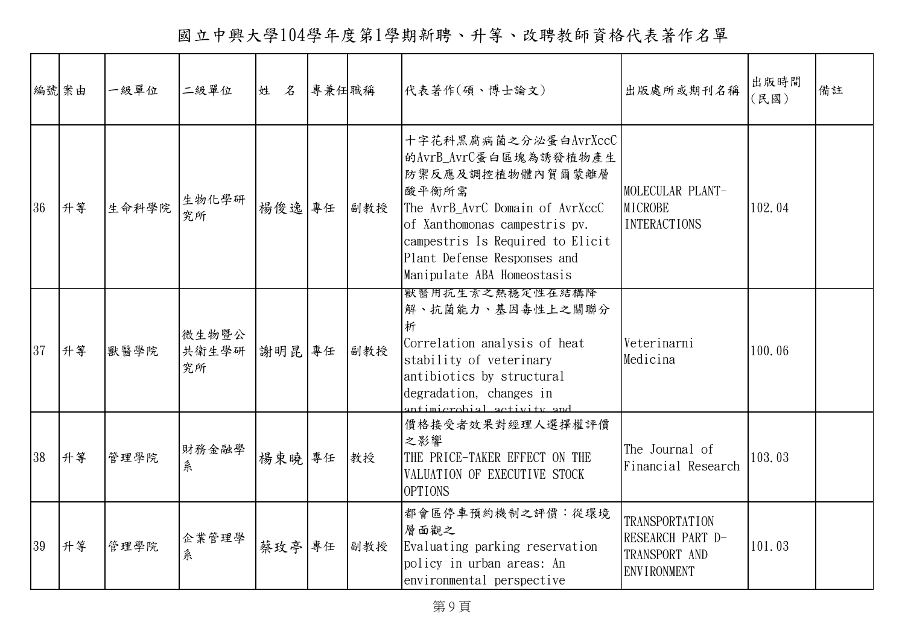# 國立中興大學104學年度第1學期新聘、升等、改聘教師資格代表著作名單

| 編號 | 案由 | 一級單位 | 二級單位 | 姓　名 | 專兼任 | 職稱 | 代表著作(碩、博士論文) | 出版處所或期刊名稱 | 出版時間(民國) | 備註 |
|---|---|---|---|---|---|---|---|---|---|---|
| 36 | 升等 | 生命科學院 | 生物化學研究所 | 楊俊逸 | 專任 | 副教授 | 十字花科黑腐病菌之分泌蛋白AvrXccC的AvrB_AvrC蛋白區塊為誘發植物產生防禦反應及調控植物體內賀爾蒙離層酸平衡所需 The AvrB_AvrC Domain of AvrXccC of Xanthomonas campestris pv. campestris Is Required to Elicit Plant Defense Responses and Manipulate ABA Homeostasis | MOLECULAR PLANT-MICROBE INTERACTIONS | 102.04 | |
| 37 | 升等 | 獸醫學院 | 微生物暨公共衛生學研究所 | 謝明昆 | 專任 | 副教授 | 獸醫用抗生素之熱穩定性在結構降解、抗菌能力、基因毒性上之關聯分析 Correlation analysis of heat stability of veterinary antibiotics by structural degradation, changes in antimicrobial activity and | Veterinarni Medicina | 100.06 | |
| 38 | 升等 | 管理學院 | 財務金融學系 | 楊東曉 | 專任 | 教授 | 價格接受者效果對經理人選擇權評價之影響 THE PRICE-TAKER EFFECT ON THE VALUATION OF EXECUTIVE STOCK OPTIONS | The Journal of Financial Research | 103.03 | |
| 39 | 升等 | 管理學院 | 企業管理學系 | 蔡玫亭 | 專任 | 副教授 | 都會區停車預約機制之評價：從環境層面觀之 Evaluating parking reservation policy in urban areas: An environmental perspective | TRANSPORTATION RESEARCH PART D-TRANSPORT AND ENVIRONMENT | 101.03 | |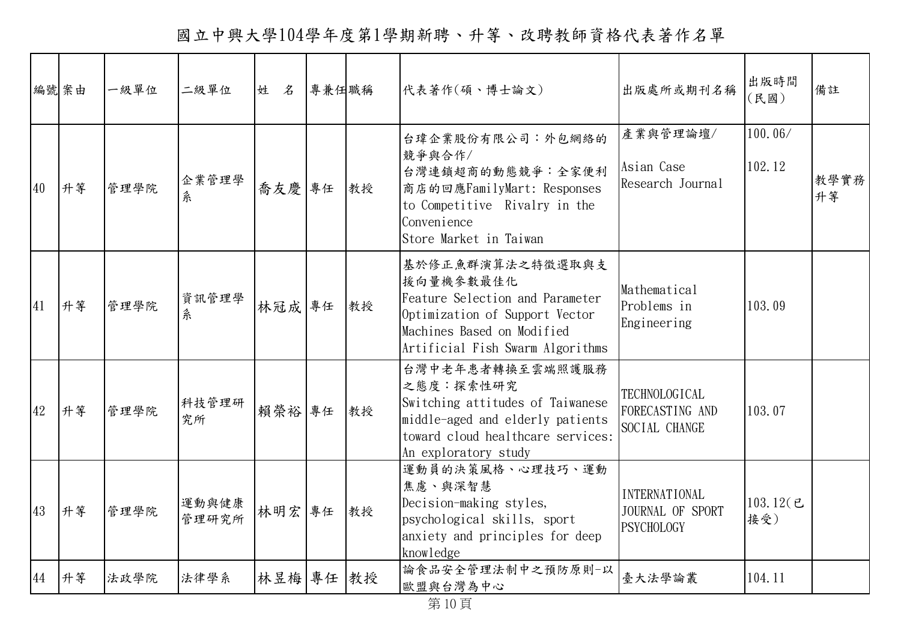# 國立中興大學104學年度第1學期新聘、升等、改聘教師資格代表著作名單

| 編號 | 案由 | 一級單位 | 二級單位 | 姓　名 | 專兼任 | 職稱 | 代表著作(碩、博士論文) | 出版處所或期刊名稱 | 出版時間(民國) | 備註 |
|---|---|---|---|---|---|---|---|---|---|---|
| 40 | 升等 | 管理學院 | 企業管理學系 | 喬友慶 | 專任 | 教授 | 台瑋企業股份有限公司：外包網絡的競爭與合作/ 台灣連鎖超商的動態競爭：全家便利商店的回應FamilyMart: Responses to Competitive Rivalry in the Convenience Store Market in Taiwan | 產業與管理論壇/ Asian Case Research Journal | 100.06/ 102.12 | 教學實務升等 |
| 41 | 升等 | 管理學院 | 資訊管理學系 | 林冠成 | 專任 | 教授 | 基於修正魚群演算法之特徵選取與支援向量機參數最佳化 Feature Selection and Parameter Optimization of Support Vector Machines Based on Modified Artificial Fish Swarm Algorithms | Mathematical Problems in Engineering | 103.09 | |
| 42 | 升等 | 管理學院 | 科技管理研究所 | 賴榮裕 | 專任 | 教授 | 台灣中老年患者轉換至雲端照護服務之態度：探索性研究 Switching attitudes of Taiwanese middle-aged and elderly patients toward cloud healthcare services: An exploratory study | TECHNOLOGICAL FORECASTING AND SOCIAL CHANGE | 103.07 | |
| 43 | 升等 | 管理學院 | 運動與健康管理研究所 | 林明宏 | 專任 | 教授 | 運動員的決策風格、心理技巧、運動焦慮、與深智慧 Decision-making styles, psychological skills, sport anxiety and principles for deep knowledge | INTERNATIONAL JOURNAL OF SPORT PSYCHOLOGY | 103.12(已接受) | |
| 44 | 升等 | 法政學院 | 法律學系 | 林昱梅 | 專任 | 教授 | 論食品安全管理法制中之預防原則-以歐盟與台灣為中心 | 臺大法學論叢 | 104.11 | |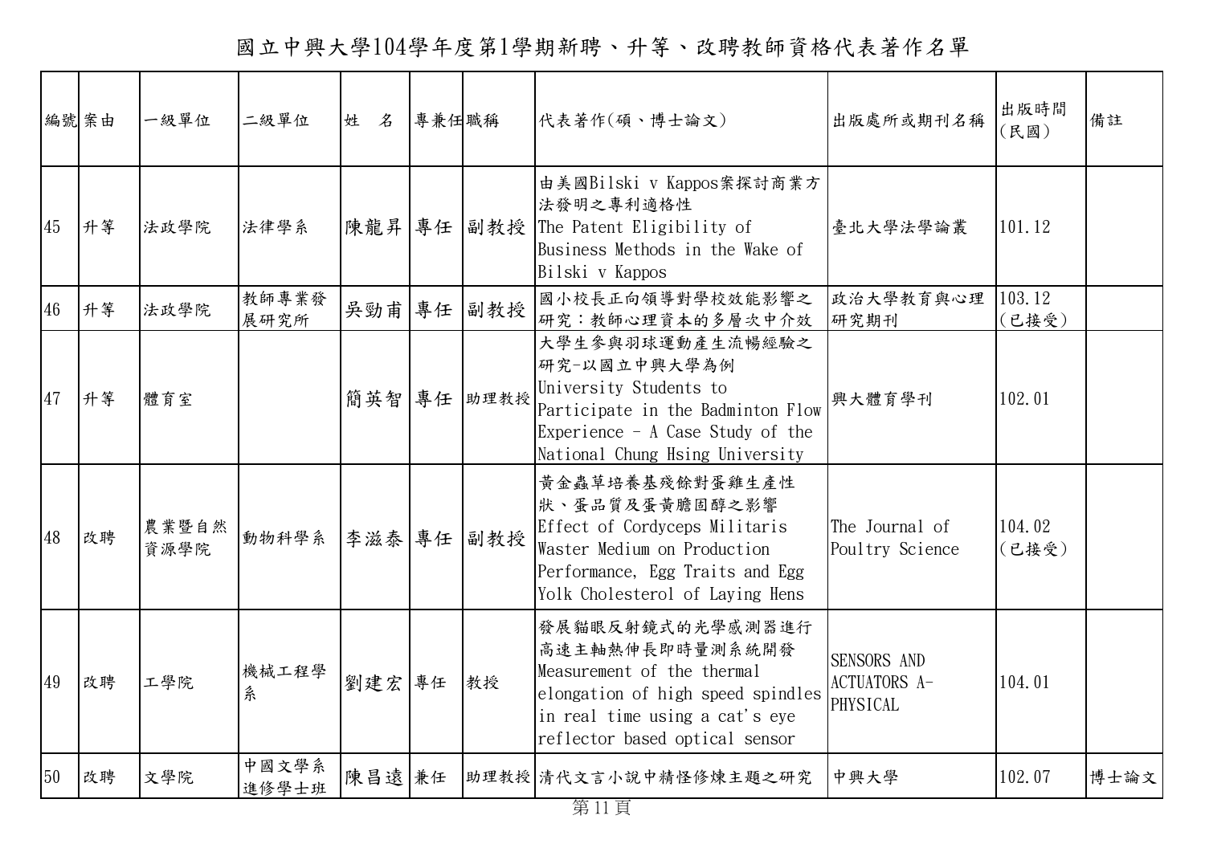# 國立中興大學104學年度第1學期新聘、升等、改聘教師資格代表著作名單

| 編號 | 案由 | 一級單位 | 二級單位 | 姓　名 | 專兼任 | 職稱 | 代表著作(碩、博士論文) | 出版處所或期刊名稱 | 出版時間(民國) | 備註 |
|---|---|---|---|---|---|---|---|---|---|---|
| 45 | 升等 | 法政學院 | 法律學系 | 陳龍昇 | 專任 | 副教授 | 由美國Bilski v Kappos案探討商業方法發明之專利適格性 The Patent Eligibility of Business Methods in the Wake of Bilski v Kappos | 臺北大學法學論叢 | 101.12 | |
| 46 | 升等 | 法政學院 | 教師專業發展研究所 | 吳勁甫 | 專任 | 副教授 | 國小校長正向領導對學校效能影響之研究：教師心理資本的多層次中介效 | 政治大學教育與心理研究期刊 | 103.12(已接受) | |
| 47 | 升等 | 體育室 | | 簡英智 | 專任 | 助理教授 | 大學生參與羽球運動產生流暢經驗之研究-以國立中興大學為例 University Students to Participate in the Badminton Flow Experience - A Case Study of the National Chung Hsing University | 興大體育學刊 | 102.01 | |
| 48 | 改聘 | 農業暨自然資源學院 | 動物科學系 | 李滋泰 | 專任 | 副教授 | 黃金蟲草培養基殘餘對蛋雞生產性狀、蛋品質及蛋黃膽固醇之影響 Effect of Cordyceps Militaris Waster Medium on Production Performance, Egg Traits and Egg Yolk Cholesterol of Laying Hens | The Journal of Poultry Science | 104.02(已接受) | |
| 49 | 改聘 | 工學院 | 機械工程學系 | 劉建宏 | 專任 | 教授 | 發展貓眼反射鏡式的光學感測器進行高速主軸熱伸長即時量測系統開發 Measurement of the thermal elongation of high speed spindles in real time using a cat's eye reflector based optical sensor | SENSORS AND ACTUATORS A-PHYSICAL | 104.01 | |
| 50 | 改聘 | 文學院 | 中國文學系進修學士班 | 陳昌遠 | 兼任 | 助理教授 | 清代文言小說中精怪修煉主題之研究 | 中興大學 | 102.07 | 博士論文 |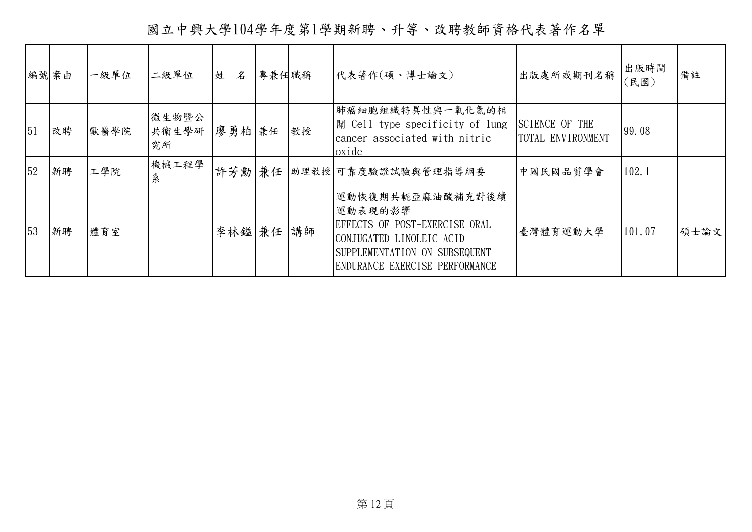# 國立中興大學104學年度第1學期新聘、升等、改聘教師資格代表著作名單

| 編號 | 案由 | 一級單位 | 二級單位 | 姓　名 | 專兼任 | 職稱 | 代表著作(碩、博士論文) | 出版處所或期刊名稱 | 出版時間(民國) | 備註 |
|---|---|---|---|---|---|---|---|---|---|---|
| 51 | 改聘 | 獸醫學院 | 微生物暨公共衛生學研究所 | 廖勇柏 | 兼任 | 教授 | 肺癌細胞組織特異性與一氧化氮的相關 Cell type specificity of lung cancer associated with nitric oxide | SCIENCE OF THE TOTAL ENVIRONMENT | 99.08 | |
| 52 | 新聘 | 工學院 | 機械工程學系 | 許芳勳 | 兼任 | 助理教授 | 可靠度驗證試驗與管理指導綱要 | 中國民國品質學會 | 102.1 | |
| 53 | 新聘 | 體育室 | | 李林鎰 | 兼任 | 講師 | 運動恢復期共軛亞麻油酸補充對後續運動表現的影響 EFFECTS OF POST-EXERCISE ORAL CONJUGATED LINOLEIC ACID SUPPLEMENTATION ON SUBSEQUENT ENDURANCE EXERCISE PERFORMANCE | 臺灣體育運動大學 | 101.07 | 碩士論文 |